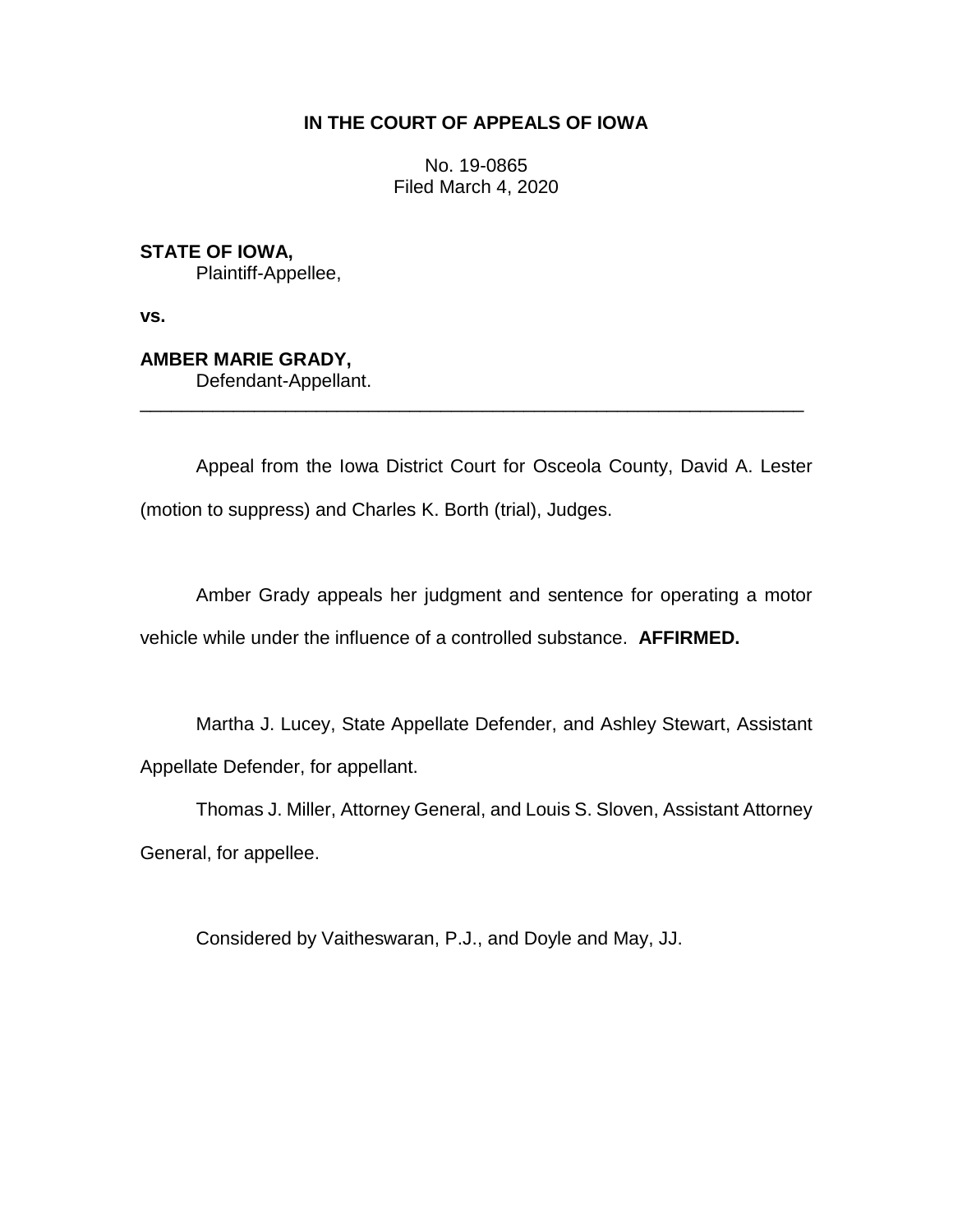# IN THE COURT OF APPEALS OF IOWA

No. 19-0865
Filed March 4, 2020

**STATE OF IOWA,**
Plaintiff-Appellee,

**vs.**

**AMBER MARIE GRADY,**
Defendant-Appellant.

---

Appeal from the Iowa District Court for Osceola County, David A. Lester (motion to suppress) and Charles K. Borth (trial), Judges.

Amber Grady appeals her judgment and sentence for operating a motor vehicle while under the influence of a controlled substance. **AFFIRMED.**

Martha J. Lucey, State Appellate Defender, and Ashley Stewart, Assistant Appellate Defender, for appellant.

Thomas J. Miller, Attorney General, and Louis S. Sloven, Assistant Attorney General, for appellee.

Considered by Vaitheswaran, P.J., and Doyle and May, JJ.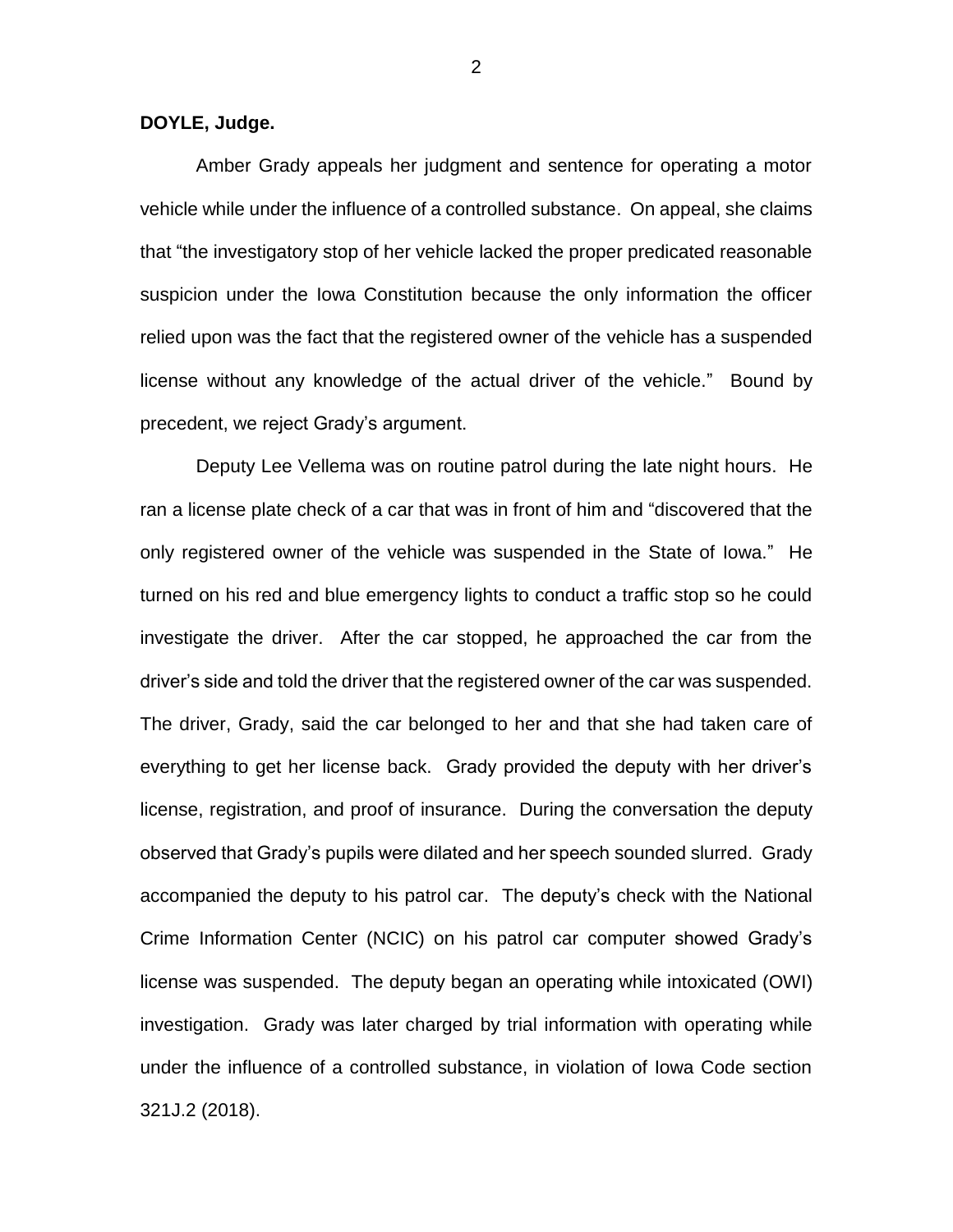**DOYLE, Judge.**

Amber Grady appeals her judgment and sentence for operating a motor vehicle while under the influence of a controlled substance. On appeal, she claims that "the investigatory stop of her vehicle lacked the proper predicated reasonable suspicion under the Iowa Constitution because the only information the officer relied upon was the fact that the registered owner of the vehicle has a suspended license without any knowledge of the actual driver of the vehicle." Bound by precedent, we reject Grady's argument.

Deputy Lee Vellema was on routine patrol during the late night hours. He ran a license plate check of a car that was in front of him and "discovered that the only registered owner of the vehicle was suspended in the State of Iowa." He turned on his red and blue emergency lights to conduct a traffic stop so he could investigate the driver. After the car stopped, he approached the car from the driver's side and told the driver that the registered owner of the car was suspended. The driver, Grady, said the car belonged to her and that she had taken care of everything to get her license back. Grady provided the deputy with her driver's license, registration, and proof of insurance. During the conversation the deputy observed that Grady's pupils were dilated and her speech sounded slurred. Grady accompanied the deputy to his patrol car. The deputy's check with the National Crime Information Center (NCIC) on his patrol car computer showed Grady's license was suspended. The deputy began an operating while intoxicated (OWI) investigation. Grady was later charged by trial information with operating while under the influence of a controlled substance, in violation of Iowa Code section 321J.2 (2018).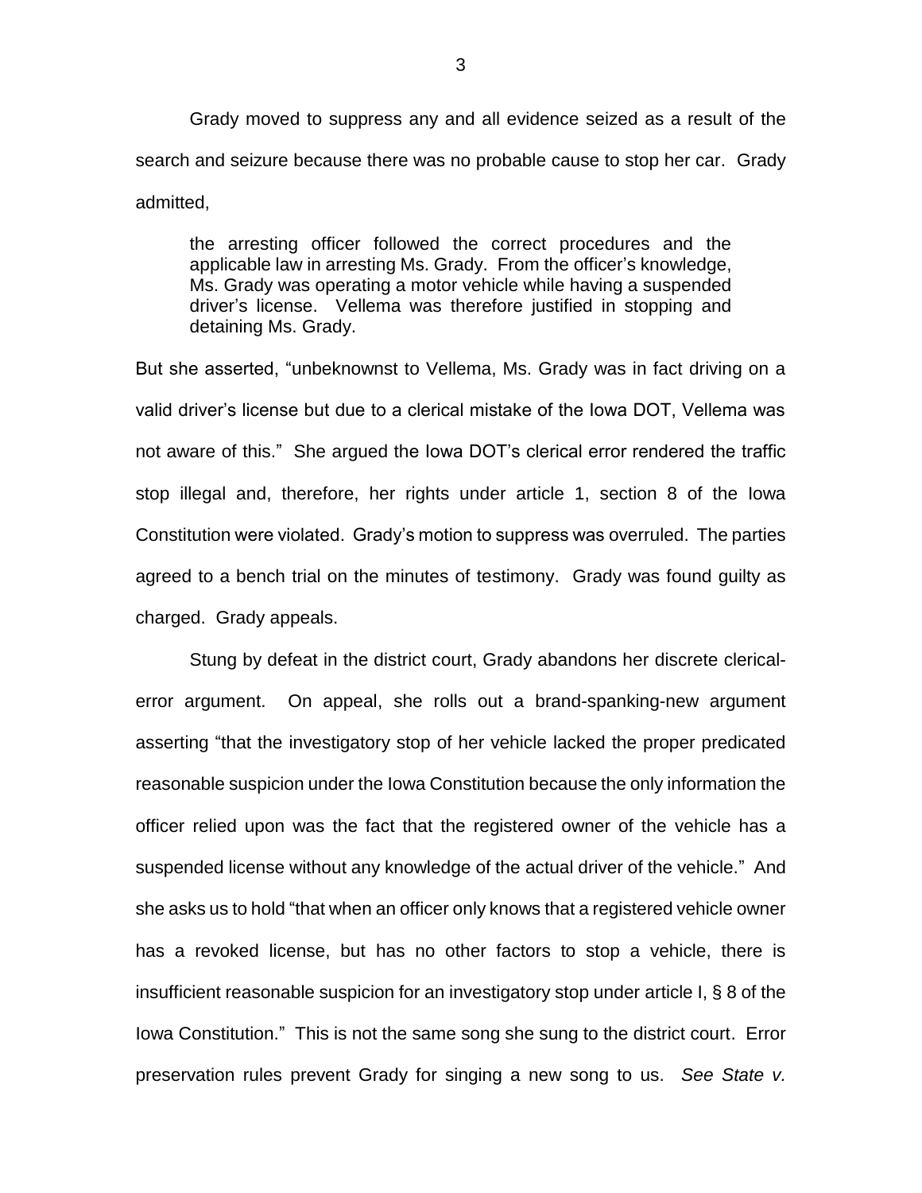Grady moved to suppress any and all evidence seized as a result of the search and seizure because there was no probable cause to stop her car. Grady admitted,

> the arresting officer followed the correct procedures and the applicable law in arresting Ms. Grady. From the officer's knowledge, Ms. Grady was operating a motor vehicle while having a suspended driver's license. Vellema was therefore justified in stopping and detaining Ms. Grady.

But she asserted, "unbeknownst to Vellema, Ms. Grady was in fact driving on a valid driver's license but due to a clerical mistake of the Iowa DOT, Vellema was not aware of this." She argued the Iowa DOT's clerical error rendered the traffic stop illegal and, therefore, her rights under article 1, section 8 of the Iowa Constitution were violated. Grady's motion to suppress was overruled. The parties agreed to a bench trial on the minutes of testimony. Grady was found guilty as charged. Grady appeals.

Stung by defeat in the district court, Grady abandons her discrete clerical-error argument. On appeal, she rolls out a brand-spanking-new argument asserting "that the investigatory stop of her vehicle lacked the proper predicated reasonable suspicion under the Iowa Constitution because the only information the officer relied upon was the fact that the registered owner of the vehicle has a suspended license without any knowledge of the actual driver of the vehicle." And she asks us to hold "that when an officer only knows that a registered vehicle owner has a revoked license, but has no other factors to stop a vehicle, there is insufficient reasonable suspicion for an investigatory stop under article I, § 8 of the Iowa Constitution." This is not the same song she sung to the district court. Error preservation rules prevent Grady for singing a new song to us. *See State v.*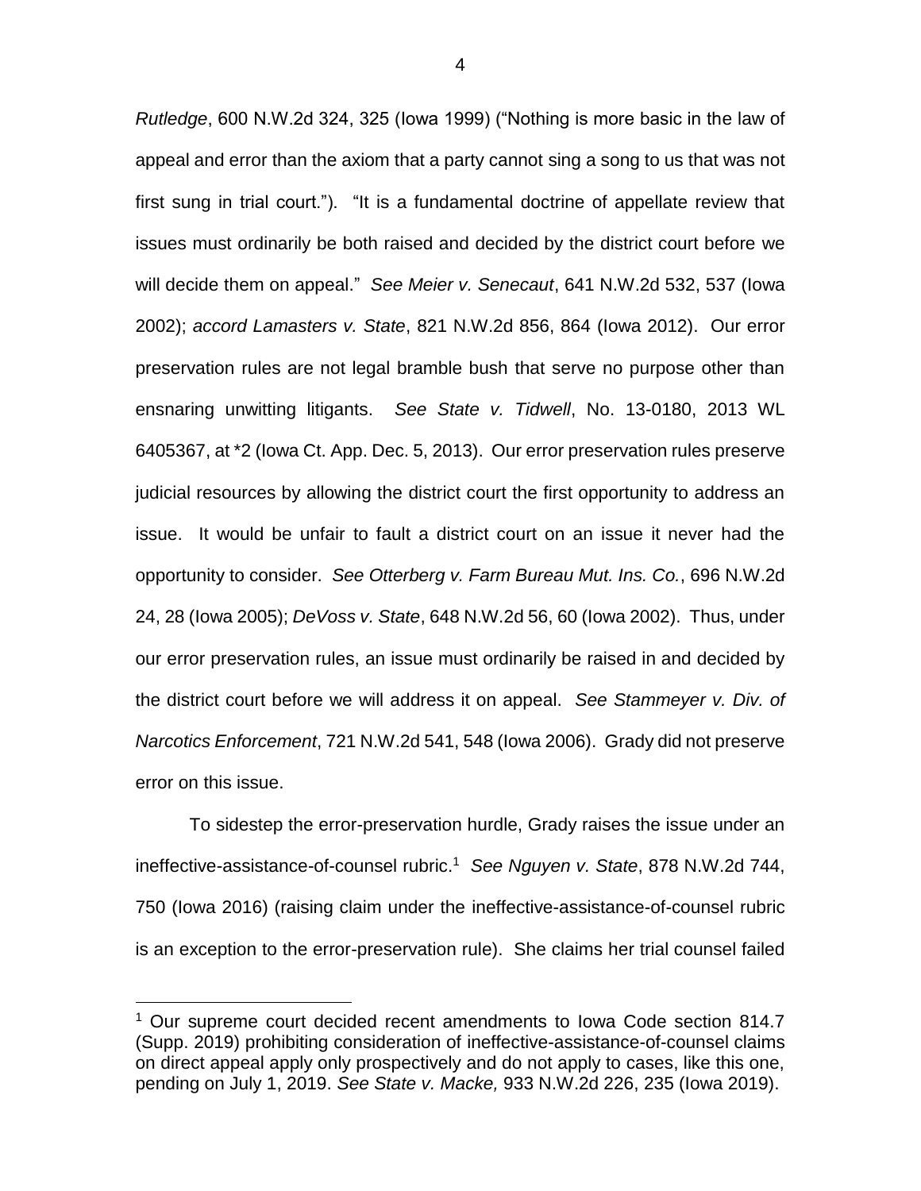*Rutledge*, 600 N.W.2d 324, 325 (Iowa 1999) ("Nothing is more basic in the law of appeal and error than the axiom that a party cannot sing a song to us that was not first sung in trial court."). "It is a fundamental doctrine of appellate review that issues must ordinarily be both raised and decided by the district court before we will decide them on appeal." *See Meier v. Senecaut*, 641 N.W.2d 532, 537 (Iowa 2002); *accord Lamasters v. State*, 821 N.W.2d 856, 864 (Iowa 2012). Our error preservation rules are not legal bramble bush that serve no purpose other than ensnaring unwitting litigants. *See State v. Tidwell*, No. 13-0180, 2013 WL 6405367, at *2 (Iowa Ct. App. Dec. 5, 2013). Our error preservation rules preserve judicial resources by allowing the district court the first opportunity to address an issue. It would be unfair to fault a district court on an issue it never had the opportunity to consider. *See Otterberg v. Farm Bureau Mut. Ins. Co.*, 696 N.W.2d 24, 28 (Iowa 2005); *DeVoss v. State*, 648 N.W.2d 56, 60 (Iowa 2002). Thus, under our error preservation rules, an issue must ordinarily be raised in and decided by the district court before we will address it on appeal. *See Stammeyer v. Div. of Narcotics Enforcement*, 721 N.W.2d 541, 548 (Iowa 2006). Grady did not preserve error on this issue.

To sidestep the error-preservation hurdle, Grady raises the issue under an ineffective-assistance-of-counsel rubric.[1] *See Nguyen v. State*, 878 N.W.2d 744, 750 (Iowa 2016) (raising claim under the ineffective-assistance-of-counsel rubric is an exception to the error-preservation rule). She claims her trial counsel failed

---

[1] Our supreme court decided recent amendments to Iowa Code section 814.7 (Supp. 2019) prohibiting consideration of ineffective-assistance-of-counsel claims on direct appeal apply only prospectively and do not apply to cases, like this one, pending on July 1, 2019. *See State v. Macke,* 933 N.W.2d 226, 235 (Iowa 2019).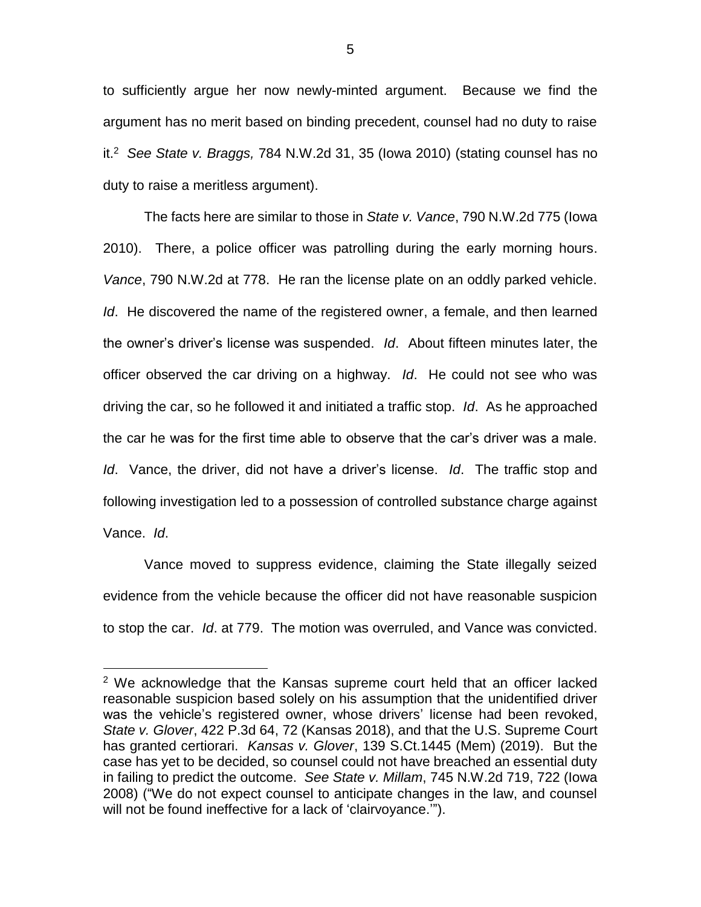to sufficiently argue her now newly-minted argument. Because we find the argument has no merit based on binding precedent, counsel had no duty to raise it.[2] *See State v. Braggs,* 784 N.W.2d 31, 35 (Iowa 2010) (stating counsel has no duty to raise a meritless argument).

The facts here are similar to those in *State v. Vance*, 790 N.W.2d 775 (Iowa 2010). There, a police officer was patrolling during the early morning hours. *Vance*, 790 N.W.2d at 778. He ran the license plate on an oddly parked vehicle. *Id*. He discovered the name of the registered owner, a female, and then learned the owner's driver's license was suspended. *Id*. About fifteen minutes later, the officer observed the car driving on a highway. *Id*. He could not see who was driving the car, so he followed it and initiated a traffic stop. *Id*. As he approached the car he was for the first time able to observe that the car's driver was a male. *Id*. Vance, the driver, did not have a driver's license. *Id*. The traffic stop and following investigation led to a possession of controlled substance charge against Vance. *Id*.

Vance moved to suppress evidence, claiming the State illegally seized evidence from the vehicle because the officer did not have reasonable suspicion to stop the car. *Id*. at 779. The motion was overruled, and Vance was convicted.

---

[2] We acknowledge that the Kansas supreme court held that an officer lacked reasonable suspicion based solely on his assumption that the unidentified driver was the vehicle's registered owner, whose drivers' license had been revoked, *State v. Glover*, 422 P.3d 64, 72 (Kansas 2018), and that the U.S. Supreme Court has granted certiorari. *Kansas v. Glover*, 139 S.Ct.1445 (Mem) (2019). But the case has yet to be decided, so counsel could not have breached an essential duty in failing to predict the outcome. *See State v. Millam*, 745 N.W.2d 719, 722 (Iowa 2008) ("We do not expect counsel to anticipate changes in the law, and counsel will not be found ineffective for a lack of 'clairvoyance.'").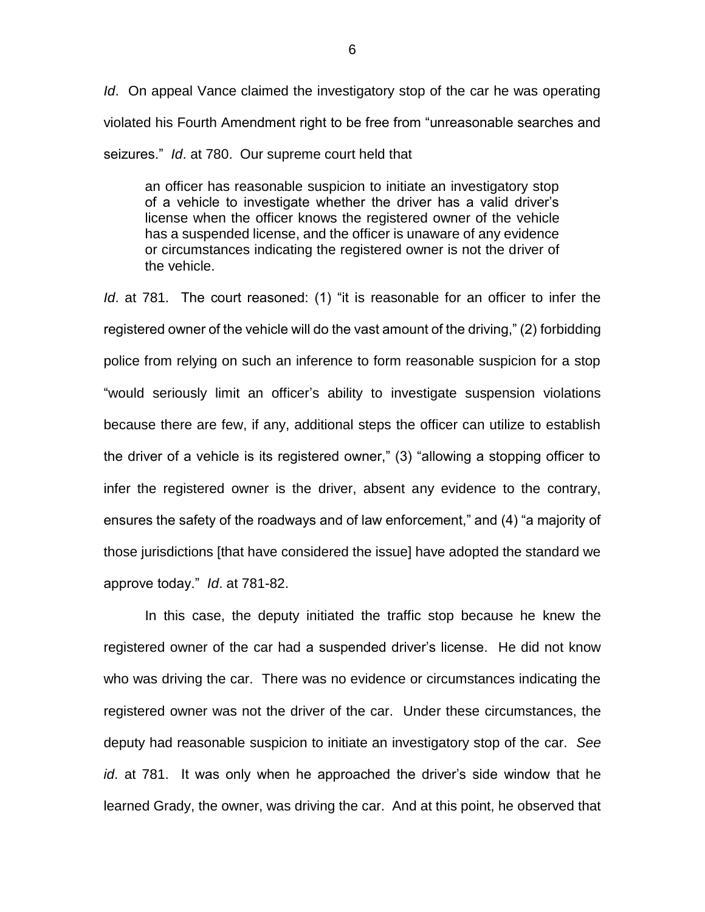*Id*. On appeal Vance claimed the investigatory stop of the car he was operating violated his Fourth Amendment right to be free from "unreasonable searches and seizures." *Id*. at 780. Our supreme court held that

> an officer has reasonable suspicion to initiate an investigatory stop of a vehicle to investigate whether the driver has a valid driver's license when the officer knows the registered owner of the vehicle has a suspended license, and the officer is unaware of any evidence or circumstances indicating the registered owner is not the driver of the vehicle.

*Id*. at 781. The court reasoned: (1) "it is reasonable for an officer to infer the registered owner of the vehicle will do the vast amount of the driving," (2) forbidding police from relying on such an inference to form reasonable suspicion for a stop "would seriously limit an officer's ability to investigate suspension violations because there are few, if any, additional steps the officer can utilize to establish the driver of a vehicle is its registered owner," (3) "allowing a stopping officer to infer the registered owner is the driver, absent any evidence to the contrary, ensures the safety of the roadways and of law enforcement," and (4) "a majority of those jurisdictions [that have considered the issue] have adopted the standard we approve today." *Id*. at 781-82.

In this case, the deputy initiated the traffic stop because he knew the registered owner of the car had a suspended driver's license. He did not know who was driving the car. There was no evidence or circumstances indicating the registered owner was not the driver of the car. Under these circumstances, the deputy had reasonable suspicion to initiate an investigatory stop of the car. *See id*. at 781. It was only when he approached the driver's side window that he learned Grady, the owner, was driving the car. And at this point, he observed that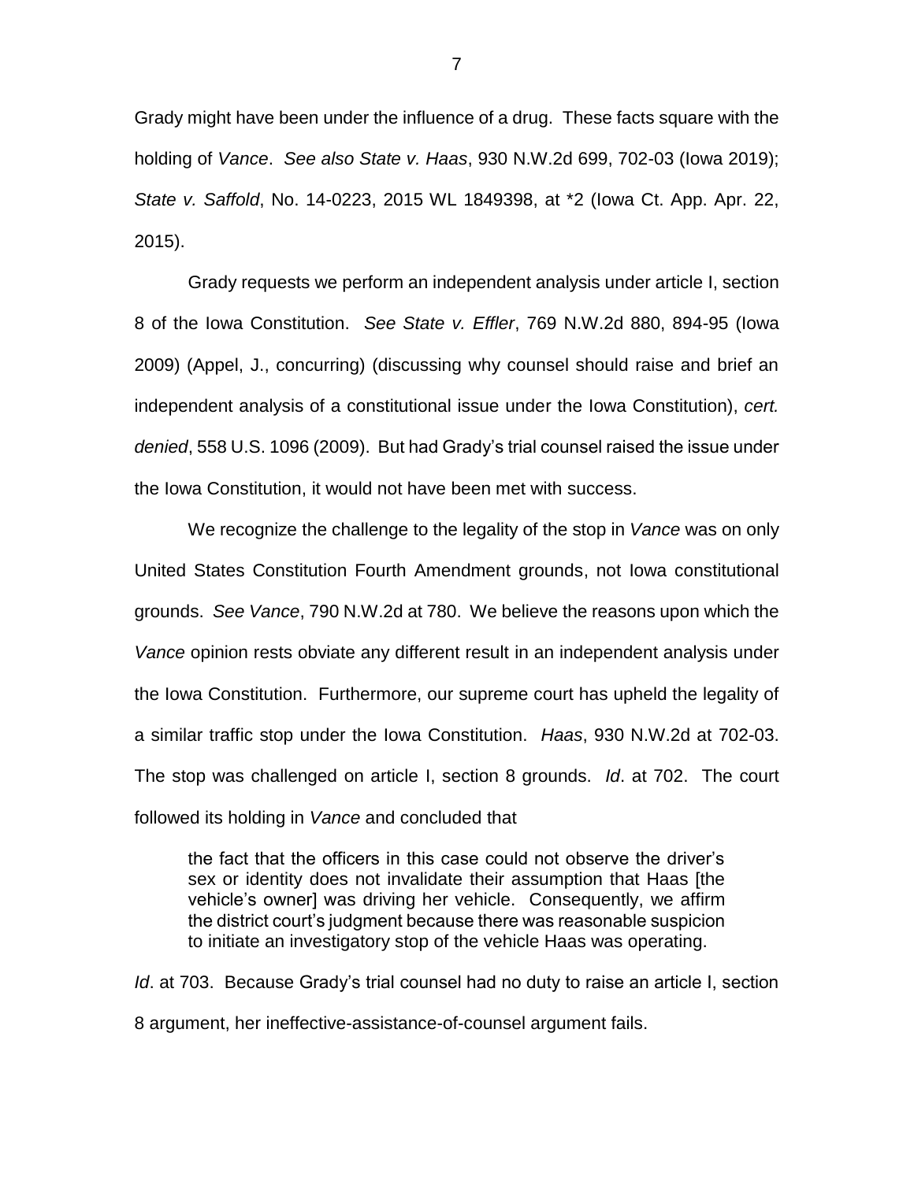Grady might have been under the influence of a drug. These facts square with the holding of *Vance*. *See also State v. Haas*, 930 N.W.2d 699, 702-03 (Iowa 2019); *State v. Saffold*, No. 14-0223, 2015 WL 1849398, at *2 (Iowa Ct. App. Apr. 22, 2015).

Grady requests we perform an independent analysis under article I, section 8 of the Iowa Constitution. *See State v. Effler*, 769 N.W.2d 880, 894-95 (Iowa 2009) (Appel, J., concurring) (discussing why counsel should raise and brief an independent analysis of a constitutional issue under the Iowa Constitution), *cert. denied*, 558 U.S. 1096 (2009). But had Grady's trial counsel raised the issue under the Iowa Constitution, it would not have been met with success.

We recognize the challenge to the legality of the stop in *Vance* was on only United States Constitution Fourth Amendment grounds, not Iowa constitutional grounds. *See Vance*, 790 N.W.2d at 780. We believe the reasons upon which the *Vance* opinion rests obviate any different result in an independent analysis under the Iowa Constitution. Furthermore, our supreme court has upheld the legality of a similar traffic stop under the Iowa Constitution. *Haas*, 930 N.W.2d at 702-03. The stop was challenged on article I, section 8 grounds. *Id*. at 702. The court followed its holding in *Vance* and concluded that

> the fact that the officers in this case could not observe the driver's sex or identity does not invalidate their assumption that Haas [the vehicle's owner] was driving her vehicle. Consequently, we affirm the district court's judgment because there was reasonable suspicion to initiate an investigatory stop of the vehicle Haas was operating.

*Id*. at 703. Because Grady's trial counsel had no duty to raise an article I, section 8 argument, her ineffective-assistance-of-counsel argument fails.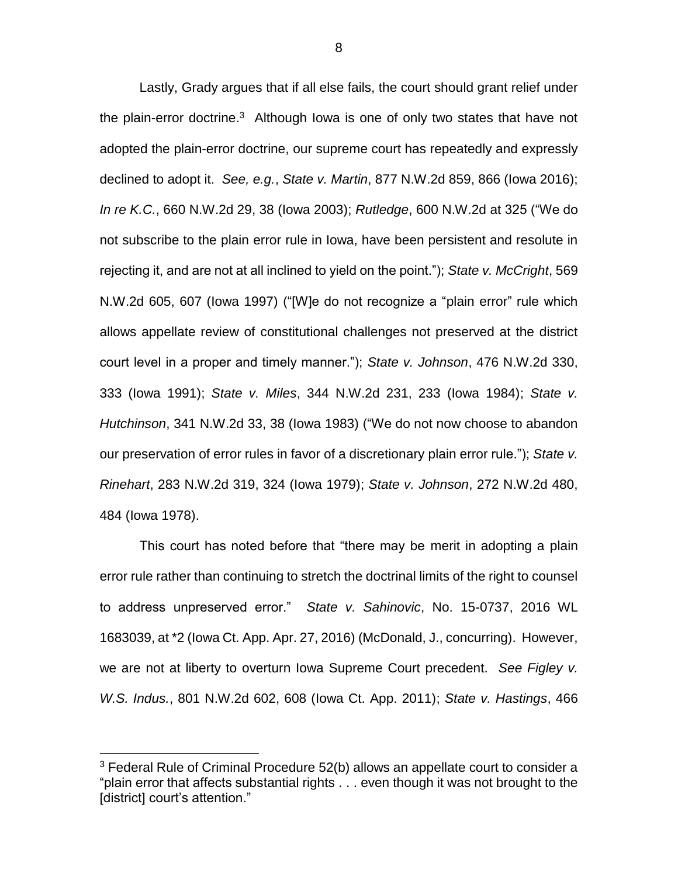Lastly, Grady argues that if all else fails, the court should grant relief under the plain-error doctrine.[3] Although Iowa is one of only two states that have not adopted the plain-error doctrine, our supreme court has repeatedly and expressly declined to adopt it. *See, e.g.*, *State v. Martin*, 877 N.W.2d 859, 866 (Iowa 2016); *In re K.C.*, 660 N.W.2d 29, 38 (Iowa 2003); *Rutledge*, 600 N.W.2d at 325 ("We do not subscribe to the plain error rule in Iowa, have been persistent and resolute in rejecting it, and are not at all inclined to yield on the point."); *State v. McCright*, 569 N.W.2d 605, 607 (Iowa 1997) ("[W]e do not recognize a "plain error" rule which allows appellate review of constitutional challenges not preserved at the district court level in a proper and timely manner."); *State v. Johnson*, 476 N.W.2d 330, 333 (Iowa 1991); *State v. Miles*, 344 N.W.2d 231, 233 (Iowa 1984); *State v. Hutchinson*, 341 N.W.2d 33, 38 (Iowa 1983) ("We do not now choose to abandon our preservation of error rules in favor of a discretionary plain error rule."); *State v. Rinehart*, 283 N.W.2d 319, 324 (Iowa 1979); *State v. Johnson*, 272 N.W.2d 480, 484 (Iowa 1978).

This court has noted before that "there may be merit in adopting a plain error rule rather than continuing to stretch the doctrinal limits of the right to counsel to address unpreserved error." *State v. Sahinovic*, No. 15-0737, 2016 WL 1683039, at *2 (Iowa Ct. App. Apr. 27, 2016) (McDonald, J., concurring). However, we are not at liberty to overturn Iowa Supreme Court precedent. *See Figley v. W.S. Indus.*, 801 N.W.2d 602, 608 (Iowa Ct. App. 2011); *State v. Hastings*, 466

[3] Federal Rule of Criminal Procedure 52(b) allows an appellate court to consider a "plain error that affects substantial rights . . . even though it was not brought to the [district] court's attention."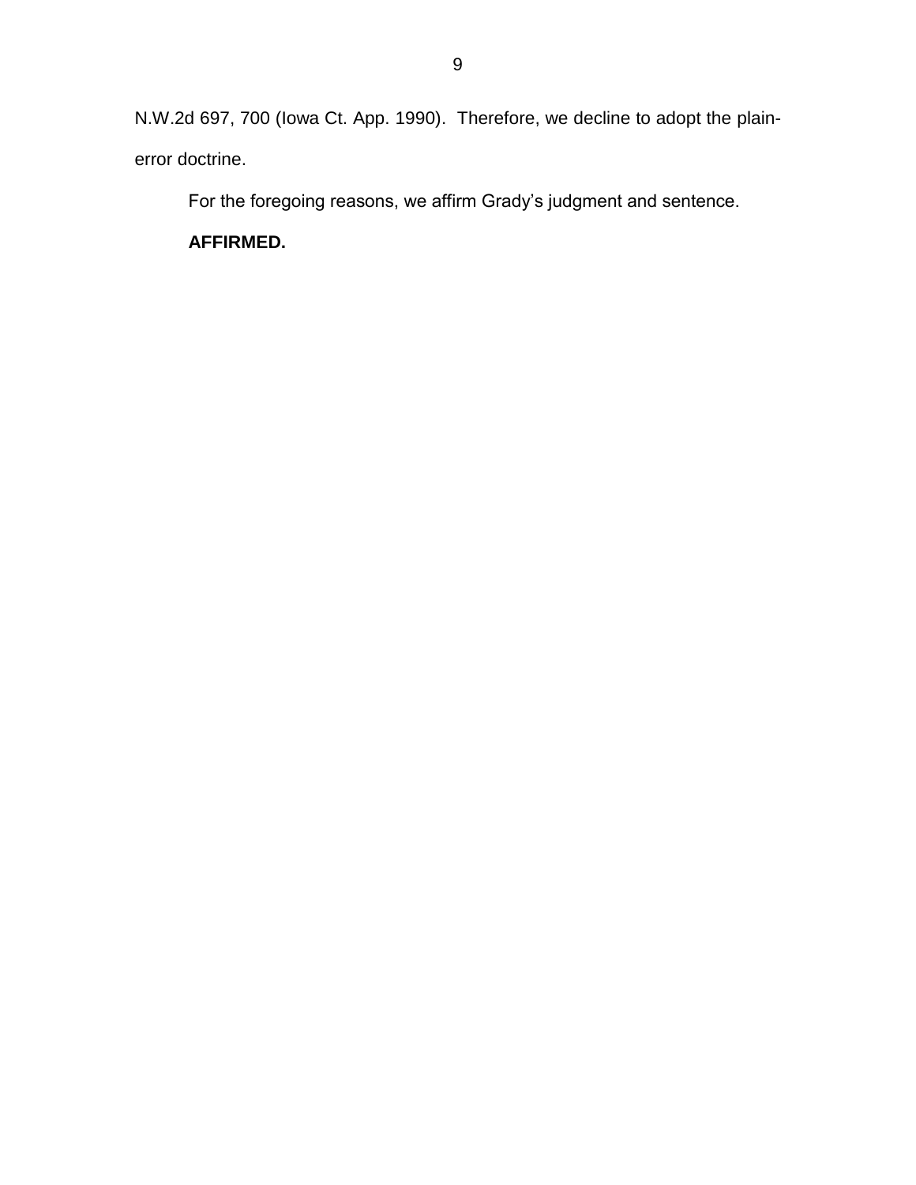N.W.2d 697, 700 (Iowa Ct. App. 1990). Therefore, we decline to adopt the plain-error doctrine.

For the foregoing reasons, we affirm Grady's judgment and sentence.

**AFFIRMED.**